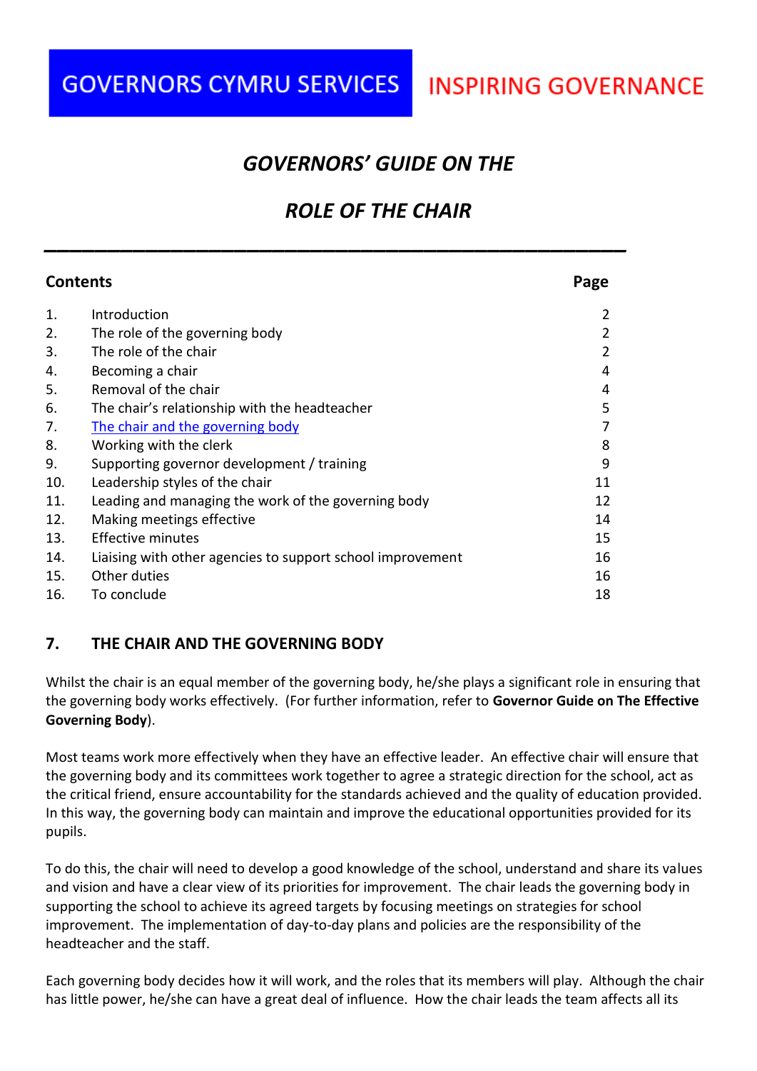GOVERNORS CYMRU SERVICES INSPIRING GOVERNANCE

# *GOVERNORS' GUIDE ON THE ROLE OF THE CHAIR*

## Contents

| | Contents | Page |
|---|---|---|
| 1. | Introduction | 2 |
| 2. | The role of the governing body | 2 |
| 3. | The role of the chair | 2 |
| 4. | Becoming a chair | 4 |
| 5. | Removal of the chair | 4 |
| 6. | The chair's relationship with the headteacher | 5 |
| 7. | The chair and the governing body | 7 |
| 8. | Working with the clerk | 8 |
| 9. | Supporting governor development / training | 9 |
| 10. | Leadership styles of the chair | 11 |
| 11. | Leading and managing the work of the governing body | 12 |
| 12. | Making meetings effective | 14 |
| 13. | Effective minutes | 15 |
| 14. | Liaising with other agencies to support school improvement | 16 |
| 15. | Other duties | 16 |
| 16. | To conclude | 18 |

## 7. THE CHAIR AND THE GOVERNING BODY

Whilst the chair is an equal member of the governing body, he/she plays a significant role in ensuring that the governing body works effectively. (For further information, refer to **Governor Guide on The Effective Governing Body**).

Most teams work more effectively when they have an effective leader. An effective chair will ensure that the governing body and its committees work together to agree a strategic direction for the school, act as the critical friend, ensure accountability for the standards achieved and the quality of education provided. In this way, the governing body can maintain and improve the educational opportunities provided for its pupils.

To do this, the chair will need to develop a good knowledge of the school, understand and share its values and vision and have a clear view of its priorities for improvement. The chair leads the governing body in supporting the school to achieve its agreed targets by focusing meetings on strategies for school improvement. The implementation of day-to-day plans and policies are the responsibility of the headteacher and the staff.

Each governing body decides how it will work, and the roles that its members will play. Although the chair has little power, he/she can have a great deal of influence. How the chair leads the team affects all its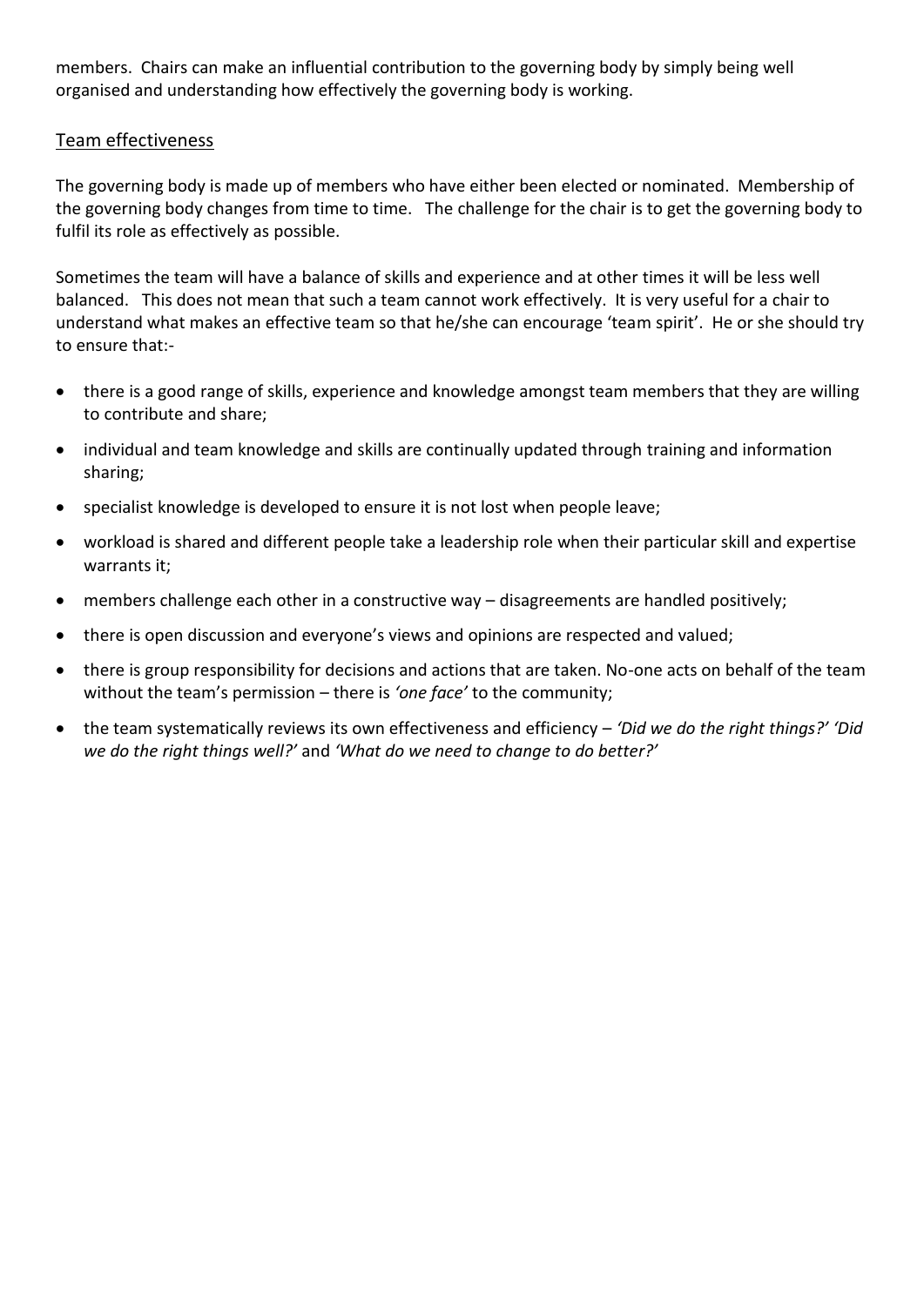members. Chairs can make an influential contribution to the governing body by simply being well organised and understanding how effectively the governing body is working.

## Team effectiveness

The governing body is made up of members who have either been elected or nominated. Membership of the governing body changes from time to time. The challenge for the chair is to get the governing body to fulfil its role as effectively as possible.

Sometimes the team will have a balance of skills and experience and at other times it will be less well balanced. This does not mean that such a team cannot work effectively. It is very useful for a chair to understand what makes an effective team so that he/she can encourage 'team spirit'. He or she should try to ensure that:-

- there is a good range of skills, experience and knowledge amongst team members that they are willing to contribute and share;
- individual and team knowledge and skills are continually updated through training and information sharing;
- specialist knowledge is developed to ensure it is not lost when people leave;
- workload is shared and different people take a leadership role when their particular skill and expertise warrants it;
- members challenge each other in a constructive way – disagreements are handled positively;
- there is open discussion and everyone's views and opinions are respected and valued;
- there is group responsibility for decisions and actions that are taken. No-one acts on behalf of the team without the team's permission – there is *'one face'* to the community;
- the team systematically reviews its own effectiveness and efficiency – *'Did we do the right things?' 'Did we do the right things well?'* and *'What do we need to change to do better?'*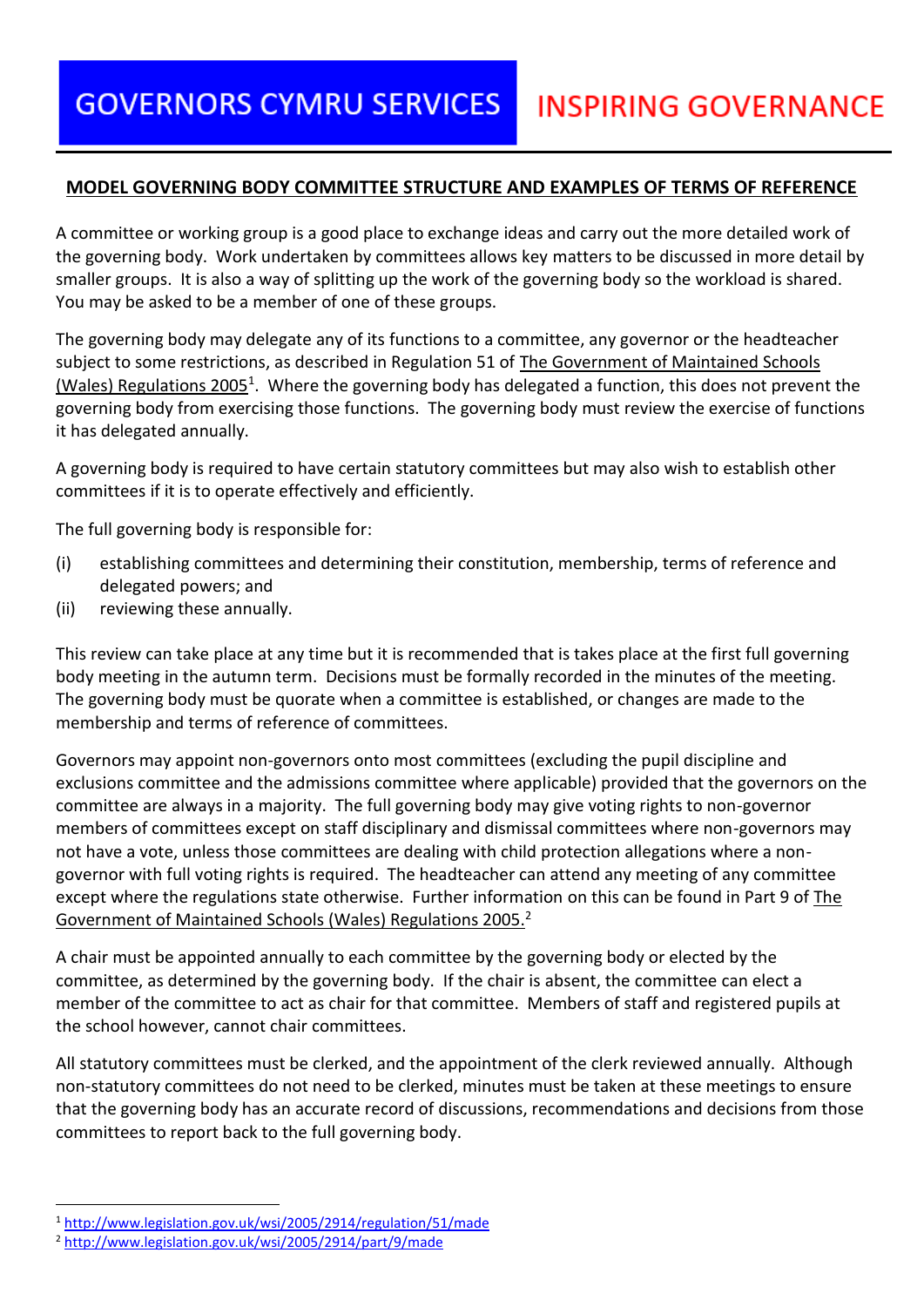GOVERNORS CYMRU SERVICES INSPIRING GOVERNANCE

## MODEL GOVERNING BODY COMMITTEE STRUCTURE AND EXAMPLES OF TERMS OF REFERENCE

A committee or working group is a good place to exchange ideas and carry out the more detailed work of the governing body. Work undertaken by committees allows key matters to be discussed in more detail by smaller groups. It is also a way of splitting up the work of the governing body so the workload is shared. You may be asked to be a member of one of these groups.

The governing body may delegate any of its functions to a committee, any governor or the headteacher subject to some restrictions, as described in Regulation 51 of The Government of Maintained Schools (Wales) Regulations 2005[1]. Where the governing body has delegated a function, this does not prevent the governing body from exercising those functions. The governing body must review the exercise of functions it has delegated annually.

A governing body is required to have certain statutory committees but may also wish to establish other committees if it is to operate effectively and efficiently.

The full governing body is responsible for:

(i) establishing committees and determining their constitution, membership, terms of reference and delegated powers; and
(ii) reviewing these annually.

This review can take place at any time but it is recommended that is takes place at the first full governing body meeting in the autumn term. Decisions must be formally recorded in the minutes of the meeting. The governing body must be quorate when a committee is established, or changes are made to the membership and terms of reference of committees.

Governors may appoint non-governors onto most committees (excluding the pupil discipline and exclusions committee and the admissions committee where applicable) provided that the governors on the committee are always in a majority. The full governing body may give voting rights to non-governor members of committees except on staff disciplinary and dismissal committees where non-governors may not have a vote, unless those committees are dealing with child protection allegations where a non-governor with full voting rights is required. The headteacher can attend any meeting of any committee except where the regulations state otherwise. Further information on this can be found in Part 9 of The Government of Maintained Schools (Wales) Regulations 2005.[2]

A chair must be appointed annually to each committee by the governing body or elected by the committee, as determined by the governing body. If the chair is absent, the committee can elect a member of the committee to act as chair for that committee. Members of staff and registered pupils at the school however, cannot chair committees.

All statutory committees must be clerked, and the appointment of the clerk reviewed annually. Although non-statutory committees do not need to be clerked, minutes must be taken at these meetings to ensure that the governing body has an accurate record of discussions, recommendations and decisions from those committees to report back to the full governing body.

---

[1] http://www.legislation.gov.uk/wsi/2005/2914/regulation/51/made
[2] http://www.legislation.gov.uk/wsi/2005/2914/part/9/made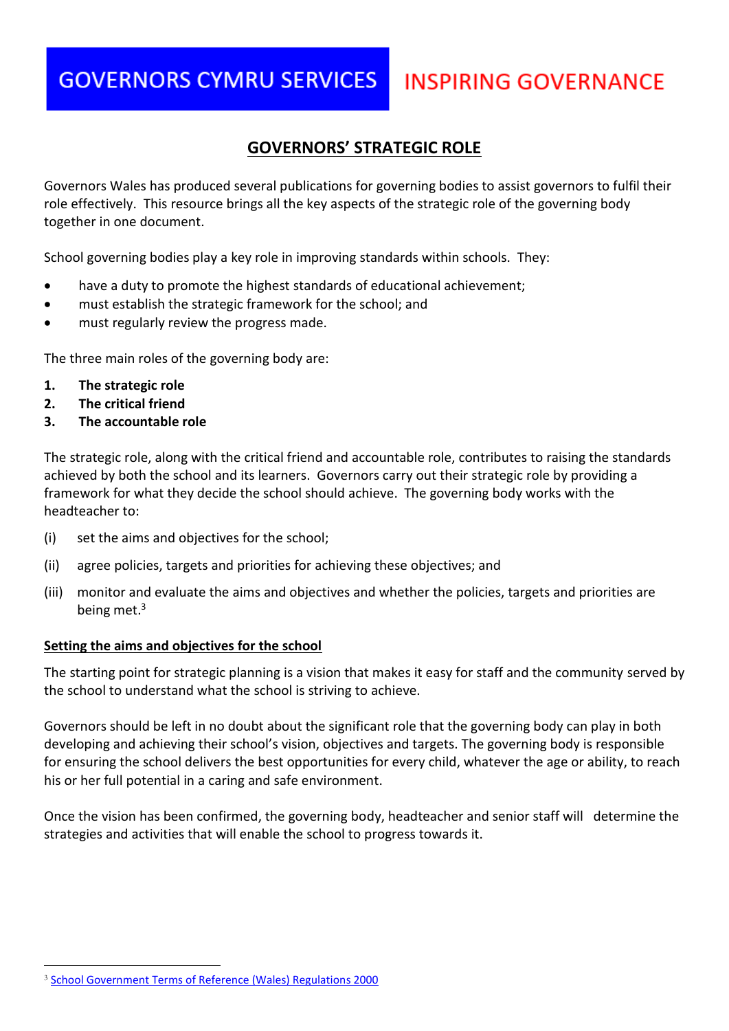GOVERNORS CYMRU SERVICES INSPIRING GOVERNANCE

# GOVERNORS' STRATEGIC ROLE

Governors Wales has produced several publications for governing bodies to assist governors to fulfil their role effectively. This resource brings all the key aspects of the strategic role of the governing body together in one document.

School governing bodies play a key role in improving standards within schools. They:

- have a duty to promote the highest standards of educational achievement;
- must establish the strategic framework for the school; and
- must regularly review the progress made.

The three main roles of the governing body are:

1. **The strategic role**
2. **The critical friend**
3. **The accountable role**

The strategic role, along with the critical friend and accountable role, contributes to raising the standards achieved by both the school and its learners. Governors carry out their strategic role by providing a framework for what they decide the school should achieve. The governing body works with the headteacher to:

(i) set the aims and objectives for the school;

(ii) agree policies, targets and priorities for achieving these objectives; and

(iii) monitor and evaluate the aims and objectives and whether the policies, targets and priorities are being met.[3]

## Setting the aims and objectives for the school

The starting point for strategic planning is a vision that makes it easy for staff and the community served by the school to understand what the school is striving to achieve.

Governors should be left in no doubt about the significant role that the governing body can play in both developing and achieving their school's vision, objectives and targets. The governing body is responsible for ensuring the school delivers the best opportunities for every child, whatever the age or ability, to reach his or her full potential in a caring and safe environment.

Once the vision has been confirmed, the governing body, headteacher and senior staff will determine the strategies and activities that will enable the school to progress towards it.

[3] School Government Terms of Reference (Wales) Regulations 2000